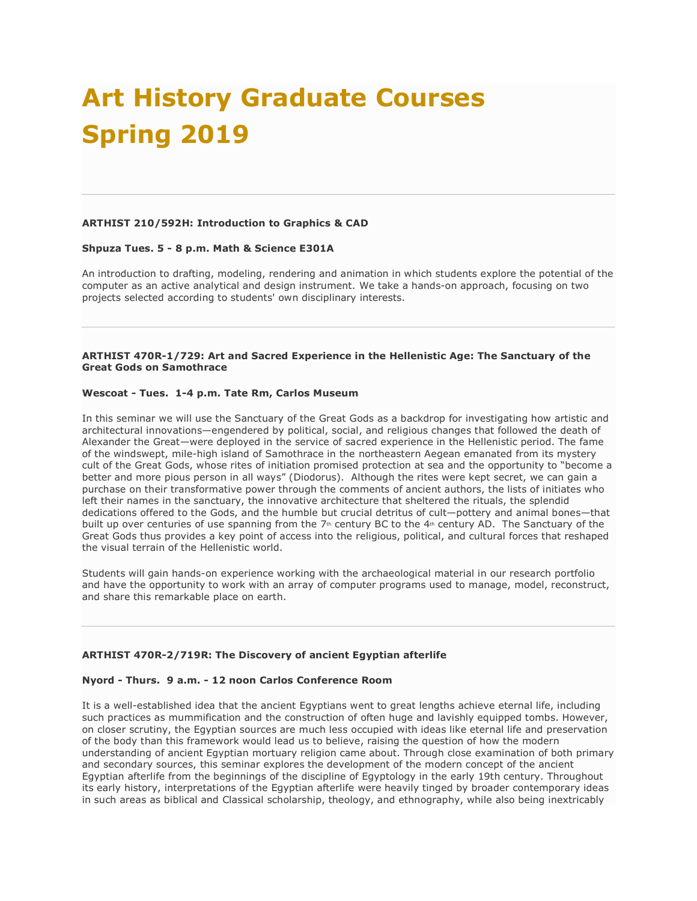# Art History Graduate Courses Spring 2019

---

**ARTHIST 210/592H: Introduction to Graphics & CAD**

**Shpuza Tues. 5 - 8 p.m. Math & Science E301A**

An introduction to drafting, modeling, rendering and animation in which students explore the potential of the computer as an active analytical and design instrument. We take a hands-on approach, focusing on two projects selected according to students' own disciplinary interests.

---

**ARTHIST 470R-1/729: Art and Sacred Experience in the Hellenistic Age: The Sanctuary of the Great Gods on Samothrace**

**Wescoat - Tues. 1-4 p.m. Tate Rm, Carlos Museum**

In this seminar we will use the Sanctuary of the Great Gods as a backdrop for investigating how artistic and architectural innovations—engendered by political, social, and religious changes that followed the death of Alexander the Great—were deployed in the service of sacred experience in the Hellenistic period. The fame of the windswept, mile-high island of Samothrace in the northeastern Aegean emanated from its mystery cult of the Great Gods, whose rites of initiation promised protection at sea and the opportunity to "become a better and more pious person in all ways" (Diodorus). Although the rites were kept secret, we can gain a purchase on their transformative power through the comments of ancient authors, the lists of initiates who left their names in the sanctuary, the innovative architecture that sheltered the rituals, the splendid dedications offered to the Gods, and the humble but crucial detritus of cult—pottery and animal bones—that built up over centuries of use spanning from the 7th century BC to the 4th century AD. The Sanctuary of the Great Gods thus provides a key point of access into the religious, political, and cultural forces that reshaped the visual terrain of the Hellenistic world.

Students will gain hands-on experience working with the archaeological material in our research portfolio and have the opportunity to work with an array of computer programs used to manage, model, reconstruct, and share this remarkable place on earth.

---

**ARTHIST 470R-2/719R: The Discovery of ancient Egyptian afterlife**

**Nyord - Thurs. 9 a.m. - 12 noon Carlos Conference Room**

It is a well-established idea that the ancient Egyptians went to great lengths achieve eternal life, including such practices as mummification and the construction of often huge and lavishly equipped tombs. However, on closer scrutiny, the Egyptian sources are much less occupied with ideas like eternal life and preservation of the body than this framework would lead us to believe, raising the question of how the modern understanding of ancient Egyptian mortuary religion came about. Through close examination of both primary and secondary sources, this seminar explores the development of the modern concept of the ancient Egyptian afterlife from the beginnings of the discipline of Egyptology in the early 19th century. Throughout its early history, interpretations of the Egyptian afterlife were heavily tinged by broader contemporary ideas in such areas as biblical and Classical scholarship, theology, and ethnography, while also being inextricably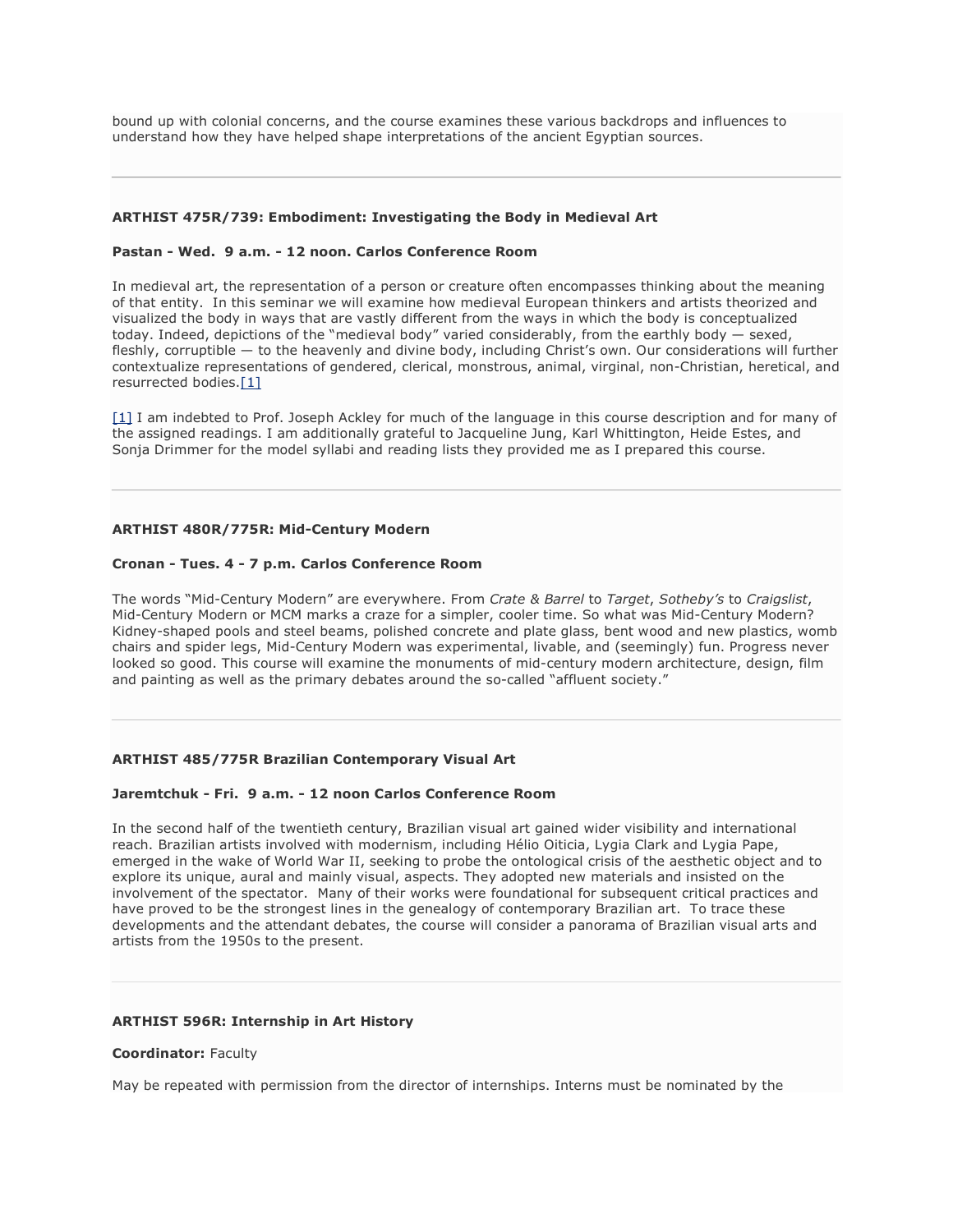bound up with colonial concerns, and the course examines these various backdrops and influences to understand how they have helped shape interpretations of the ancient Egyptian sources.

---

**ARTHIST 475R/739: Embodiment: Investigating the Body in Medieval Art**

**Pastan - Wed. 9 a.m. - 12 noon. Carlos Conference Room**

In medieval art, the representation of a person or creature often encompasses thinking about the meaning of that entity. In this seminar we will examine how medieval European thinkers and artists theorized and visualized the body in ways that are vastly different from the ways in which the body is conceptualized today. Indeed, depictions of the "medieval body" varied considerably, from the earthly body — sexed, fleshly, corruptible — to the heavenly and divine body, including Christ's own. Our considerations will further contextualize representations of gendered, clerical, monstrous, animal, virginal, non-Christian, heretical, and resurrected bodies.[1]

[1] I am indebted to Prof. Joseph Ackley for much of the language in this course description and for many of the assigned readings. I am additionally grateful to Jacqueline Jung, Karl Whittington, Heide Estes, and Sonja Drimmer for the model syllabi and reading lists they provided me as I prepared this course.

---

**ARTHIST 480R/775R: Mid-Century Modern**

**Cronan - Tues. 4 - 7 p.m. Carlos Conference Room**

The words "Mid-Century Modern" are everywhere. From *Crate & Barrel* to *Target*, *Sotheby's* to *Craigslist*, Mid-Century Modern or MCM marks a craze for a simpler, cooler time. So what was Mid-Century Modern? Kidney-shaped pools and steel beams, polished concrete and plate glass, bent wood and new plastics, womb chairs and spider legs, Mid-Century Modern was experimental, livable, and (seemingly) fun. Progress never looked so good. This course will examine the monuments of mid-century modern architecture, design, film and painting as well as the primary debates around the so-called "affluent society."

---

**ARTHIST 485/775R Brazilian Contemporary Visual Art**

**Jaremtchuk - Fri. 9 a.m. - 12 noon Carlos Conference Room**

In the second half of the twentieth century, Brazilian visual art gained wider visibility and international reach. Brazilian artists involved with modernism, including Hélio Oiticia, Lygia Clark and Lygia Pape, emerged in the wake of World War II, seeking to probe the ontological crisis of the aesthetic object and to explore its unique, aural and mainly visual, aspects. They adopted new materials and insisted on the involvement of the spectator. Many of their works were foundational for subsequent critical practices and have proved to be the strongest lines in the genealogy of contemporary Brazilian art. To trace these developments and the attendant debates, the course will consider a panorama of Brazilian visual arts and artists from the 1950s to the present.

---

**ARTHIST 596R: Internship in Art History**

**Coordinator:** Faculty

May be repeated with permission from the director of internships. Interns must be nominated by the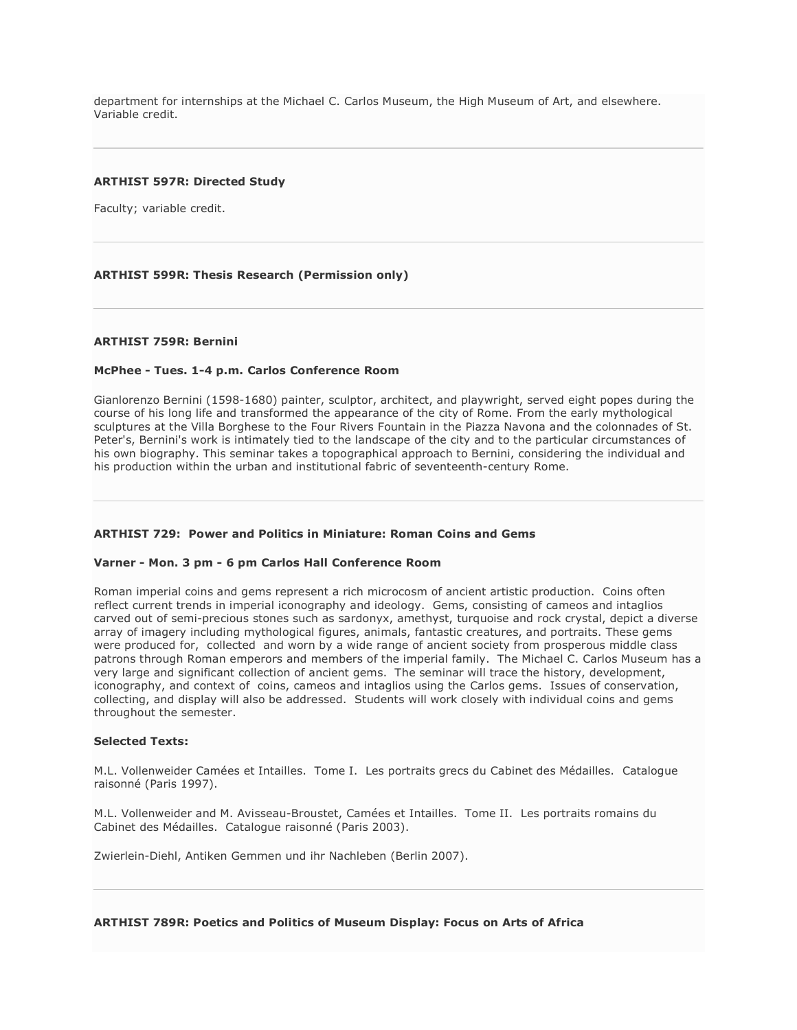department for internships at the Michael C. Carlos Museum, the High Museum of Art, and elsewhere. Variable credit.

---

**ARTHIST 597R: Directed Study**

Faculty; variable credit.

---

**ARTHIST 599R: Thesis Research (Permission only)**

---

**ARTHIST 759R: Bernini**

**McPhee - Tues. 1-4 p.m. Carlos Conference Room**

Gianlorenzo Bernini (1598-1680) painter, sculptor, architect, and playwright, served eight popes during the course of his long life and transformed the appearance of the city of Rome. From the early mythological sculptures at the Villa Borghese to the Four Rivers Fountain in the Piazza Navona and the colonnades of St. Peter's, Bernini's work is intimately tied to the landscape of the city and to the particular circumstances of his own biography. This seminar takes a topographical approach to Bernini, considering the individual and his production within the urban and institutional fabric of seventeenth-century Rome.

---

**ARTHIST 729: Power and Politics in Miniature: Roman Coins and Gems**

**Varner - Mon. 3 pm - 6 pm Carlos Hall Conference Room**

Roman imperial coins and gems represent a rich microcosm of ancient artistic production. Coins often reflect current trends in imperial iconography and ideology. Gems, consisting of cameos and intaglios carved out of semi-precious stones such as sardonyx, amethyst, turquoise and rock crystal, depict a diverse array of imagery including mythological figures, animals, fantastic creatures, and portraits. These gems were produced for, collected and worn by a wide range of ancient society from prosperous middle class patrons through Roman emperors and members of the imperial family. The Michael C. Carlos Museum has a very large and significant collection of ancient gems. The seminar will trace the history, development, iconography, and context of coins, cameos and intaglios using the Carlos gems. Issues of conservation, collecting, and display will also be addressed. Students will work closely with individual coins and gems throughout the semester.

**Selected Texts:**

M.L. Vollenweider Camées et Intailles. Tome I. Les portraits grecs du Cabinet des Médailles. Catalogue raisonné (Paris 1997).

M.L. Vollenweider and M. Avisseau-Broustet, Camées et Intailles. Tome II. Les portraits romains du Cabinet des Médailles. Catalogue raisonné (Paris 2003).

Zwierlein-Diehl, Antiken Gemmen und ihr Nachleben (Berlin 2007).

---

**ARTHIST 789R: Poetics and Politics of Museum Display: Focus on Arts of Africa**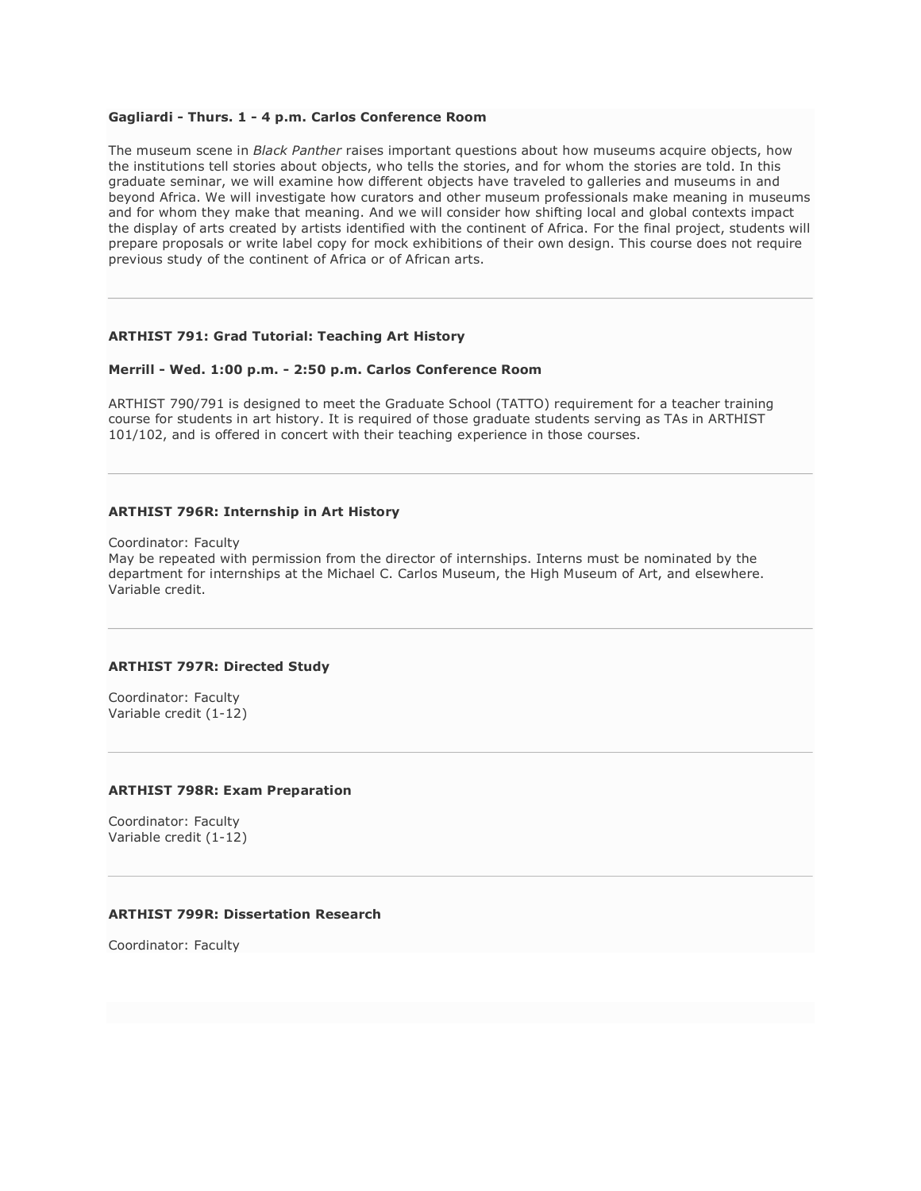**Gagliardi - Thurs. 1 - 4 p.m. Carlos Conference Room**

The museum scene in *Black Panther* raises important questions about how museums acquire objects, how the institutions tell stories about objects, who tells the stories, and for whom the stories are told. In this graduate seminar, we will examine how different objects have traveled to galleries and museums in and beyond Africa. We will investigate how curators and other museum professionals make meaning in museums and for whom they make that meaning. And we will consider how shifting local and global contexts impact the display of arts created by artists identified with the continent of Africa. For the final project, students will prepare proposals or write label copy for mock exhibitions of their own design. This course does not require previous study of the continent of Africa or of African arts.

---

**ARTHIST 791: Grad Tutorial: Teaching Art History**

**Merrill - Wed. 1:00 p.m. - 2:50 p.m. Carlos Conference Room**

ARTHIST 790/791 is designed to meet the Graduate School (TATTO) requirement for a teacher training course for students in art history. It is required of those graduate students serving as TAs in ARTHIST 101/102, and is offered in concert with their teaching experience in those courses.

---

**ARTHIST 796R: Internship in Art History**

Coordinator: Faculty
May be repeated with permission from the director of internships. Interns must be nominated by the department for internships at the Michael C. Carlos Museum, the High Museum of Art, and elsewhere. Variable credit.

---

**ARTHIST 797R: Directed Study**

Coordinator: Faculty
Variable credit (1-12)

---

**ARTHIST 798R: Exam Preparation**

Coordinator: Faculty
Variable credit (1-12)

---

**ARTHIST 799R: Dissertation Research**

Coordinator: Faculty